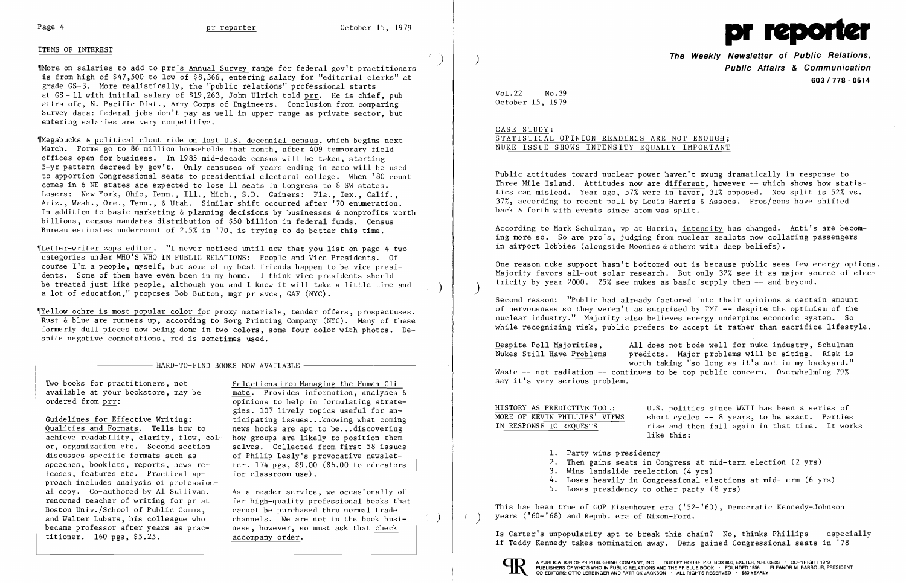## ITEMS OF INTEREST

¶More on salaries to add to prr's Annual Survey range for federal gov't practitioners is from high of $47,500 to low of $8,366, entering salary for "editorial clerks" at grade GS-3. More realistically, the "public relations" professional starts at GS - 11 with initial salary of $19,263, John Ulrich told prr. He is chief, pub affrs ofc, N. Pacific Dist., Army Corps of Engineers. Conclusion from comparing Survey data: federal jobs don't pay as well in upper range as private sector, but entering salaries are very competitive.

¶Megabucks & political clout ride on last U.S. decennial census, which begins next March. Forms go to 86 million households that month, after 409 temporary field offices open for business. In 1985 mid-decade census will be taken, starting 5-yr pattern decreed by gov't. Only censuses of years ending in zero will be used to apportion Congressional seats to presidential electoral college. When '80 count comes in 6 NE states are expected to lose 11 seats in Congress to 8 SW states. Losers: New York, Ohio, Tenn., Ill., Mich., S.D. Gainers: Fla., Tex., Calif., Ariz., Wash., Ore., Tenn., & Utah. Similar shift occurred after '70 enumeration. In addition to basic marketing & planning decisions by businesses & nonprofits worth billions, census mandates distribution of $50 billion in federal funds. Census Bureau estimates undercount of 2.5% in '70, is trying to do better this time.

¶Letter-writer zaps editor. "I never noticed until now that you list on page 4 two categories under WHO'S WHO IN PUBLIC RELATIONS: People and Vice Presidents. Of course I'm a people, myself, but some of my best friends happen to be vice presidents. Some of them have even been in my home. I think vice presidents should be treated just like people, although you and I know it will take a little time and a lot of education," proposes Bob Button, mgr pr svcs, GAF (NYC).

¶Yellow ochre is most popular color for proxy materials, tender offers, prospectuses. Rust & blue are runners up, according to Sorg Printing Company (NYC). Many of these formerly dull pieces now being done in two colors, some four color with photos. Despite negative connotations, red is sometimes used.

### HARD-TO-FIND BOOKS NOW AVAILABLE

Two books for practitioners, not available at your bookstore, may be ordered from prr:

Guidelines for Effective Writing: Qualities and Formats. Tells how to achieve readability, clarity, flow, color, organization etc. Second section discusses specific formats such as speeches, booklets, reports, news releases, features etc. Practical approach includes analysis of professional copy. Co-authored by Al Sullivan, renowned teacher of writing for pr at Boston Univ./School of Public Comns, and Walter Lubars, his colleague who became professor after years as practitioner. 160 pgs, $5.25.

Selections from Managing the Human Climate. Provides information, analyses & opinions to help in formulating strategies. 107 lively topics useful for anticipating issues...knowing what coming news hooks are apt to be...discovering how groups are likely to position themselves. Collected from first 58 issues of Philip Lesly's provocative newsletter. 174 pgs, $9.00 ($6.00 to educators for classroom use).

As a reader service, we occasionally offer high-quality professional books that cannot be purchased thru normal trade channels. We are not in the book business, however, so must ask that check accompany order.

# pr reporter

**The Weekly Newsletter of Public Relations, Public Affairs & Communication**
**603 / 778 - 0514**

Vol.22 No.39
October 15, 1979

## CASE STUDY: STATISTICAL OPINION READINGS ARE NOT ENOUGH; NUKE ISSUE SHOWS INTENSITY EQUALLY IMPORTANT

Public attitudes toward nuclear power haven't swung dramatically in response to Three Mile Island. Attitudes now are different, however -- which shows how statistics can mislead. Year ago, 57% were in favor, 31% opposed. Now split is 52% vs. 37%, according to recent poll by Louis Harris & Assocs. Pros/cons have shifted back & forth with events since atom was split.

According to Mark Schulman, vp at Harris, intensity has changed. Anti's are becoming more so. So are pro's, judging from nuclear zealots now collaring passengers in airport lobbies (alongside Moonies & others with deep beliefs).

One reason nuke support hasn't bottomed out is because public sees few energy options. Majority favors all-out solar research. But only 32% see it as major source of electricity by year 2000. 25% see nukes as basic supply then -- and beyond.

Second reason: "Public had already factored into their opinions a certain amount of nervousness so they weren't as surprised by TMI -- despite the optimism of the nuclear industry." Majority also believes energy underpins economic system. So while recognizing risk, public prefers to accept it rather than sacrifice lifestyle.

**Despite Poll Majorities, Nukes Still Have Problems** — All does not bode well for nuke industry, Schulman predicts. Major problems will be siting. Risk is worth taking "so long as it's not in my backyard." Waste -- not radiation -- continues to be top public concern. Overwhelming 79% say it's very serious problem.

**HISTORY AS PREDICTIVE TOOL: MORE OF KEVIN PHILLIPS' VIEWS IN RESPONSE TO REQUESTS** — U.S. politics since WWII has been a series of short cycles -- 8 years, to be exact. Parties rise and then fall again in that time. It works like this:

1. Party wins presidency
2. Then gains seats in Congress at mid-term election (2 yrs)
3. Wins landslide reelection (4 yrs)
4. Loses heavily in Congressional elections at mid-term (6 yrs)
5. Loses presidency to other party (8 yrs)

This has been true of GOP Eisenhower era ('52-'60), Democratic Kennedy-Johnson years ('60-'68) and Repub. era of Nixon-Ford.

Is Carter's unpopularity apt to break this chain? No, thinks Phillips -- especially if Teddy Kennedy takes nomination away. Dems gained Congressional seats in '78

A PUBLICATION OF PR PUBLISHING COMPANY, INC. DUDLEY HOUSE, P.O. BOX 600, EXETER, N.H. 03833 · COPYRIGHT 1979 PUBLISHERS OF WHO'S WHO IN PUBLIC RELATIONS AND THE PR BLUE BOOK · FOUNDED 1958 · ELEANOR M. BARBOUR, PRESIDENT CO-EDITORS: OTTO LERBINGER AND PATRICK JACKSON · ALL RIGHTS RESERVED · $60 YEARLY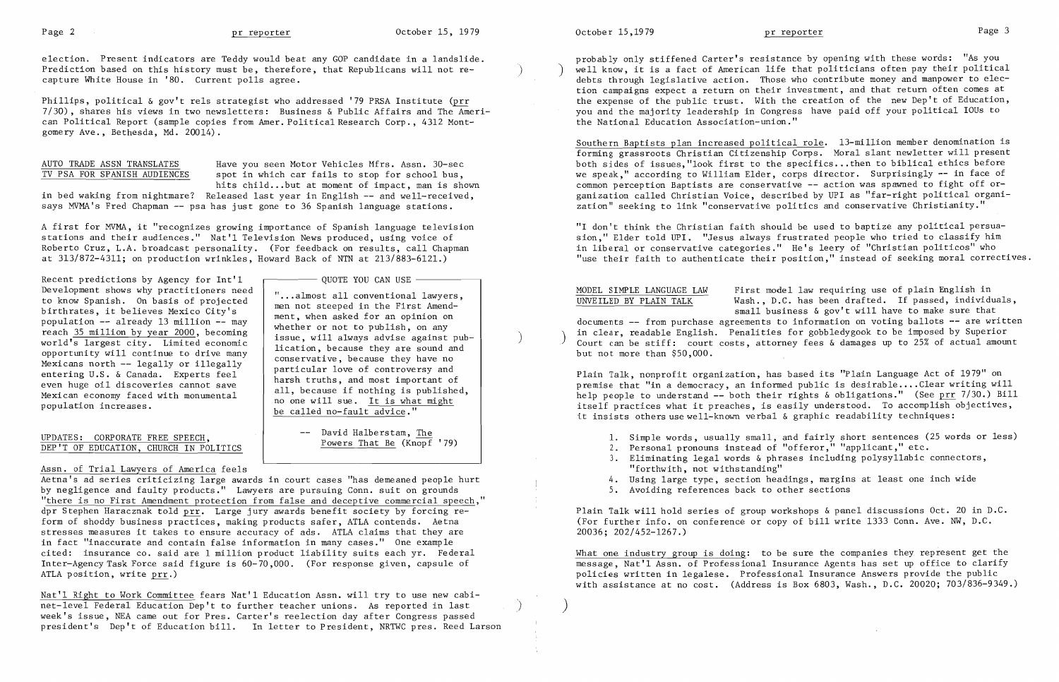election. Present indicators are Teddy would beat any GOP candidate in a landslide. Prediction based on this history must be, therefore, that Republicans will not recapture White House in '80. Current polls agree.

Phillips, political & gov't rels strategist who addressed '79 PRSA Institute (prr 7/30), shares his views in two newsletters: Business & Public Affairs and The American Political Report (sample copies from Amer. Political Research Corp., 4312 Montgomery Ave., Bethesda, Md. 20014).

AUTO TRADE ASSN TRANSLATES TV PSA FOR SPANISH AUDIENCES

Have you seen Motor Vehicles Mfrs. Assn. 30-sec spot in which car fails to stop for school bus, hits child...but at moment of impact, man is shown in bed waking from nightmare? Released last year in English -- and well-received, says MVMA's Fred Chapman -- psa has just gone to 36 Spanish language stations.

A first for MVMA, it "recognizes growing importance of Spanish language television stations and their audiences." Nat'l Television News produced, using voice of Roberto Cruz, L.A. broadcast personality. (For feedback on results, call Chapman at 313/872-4311; on production wrinkles, Howard Back of NTN at 213/883-6121.)

Recent predictions by Agency for Int'l Development shows why practitioners need to know Spanish. On basis of projected birthrates, it believes Mexico City's population -- already 13 million -- may reach 35 million by year 2000, becoming world's largest city. Limited economic opportunity will continue to drive many Mexicans north -- legally or illegally entering U.S. & Canada. Experts feel even huge oil discoveries cannot save Mexican economy faced with monumental population increases.

QUOTE YOU CAN USE

"...almost all conventional lawyers, men not steeped in the First Amendment, when asked for an opinion on whether or not to publish, on any issue, will always advise against publication, because they are sound and conservative, because they have no particular love of controversy and harsh truths, and most important of all, because if nothing is published, no one will sue. It is what might be called no-fault advice."

-- David Halberstam, The Powers That Be (Knopf '79)

UPDATES: CORPORATE FREE SPEECH, DEP'T OF EDUCATION, CHURCH IN POLITICS

Assn. of Trial Lawyers of America feels Aetna's ad series criticizing large awards in court cases "has demeaned people hurt by negligence and faulty products." Lawyers are pursuing Conn. suit on grounds "there is no First Amendment protection from false and deceptive commercial speech," dpr Stephen Haracznak told prr. Large jury awards benefit society by forcing reform of shoddy business practices, making products safer, ATLA contends. Aetna stresses measures it takes to ensure accuracy of ads. ATLA claims that they are in fact "inaccurate and contain false information in many cases." One example cited: insurance co. said are 1 million product liability suits each yr. Federal Inter-Agency Task Force said figure is 60-70,000. (For response given, capsule of ATLA position, write prr.)

Nat'l Right to Work Committee fears Nat'l Education Assn. will try to use new cabinet-level Federal Education Dep't to further teacher unions. As reported in last week's issue, NEA came out for Pres. Carter's reelection day after Congress passed president's Dep't of Education bill. In letter to President, NRTWC pres. Reed Larson probably only stiffened Carter's resistance by opening with these words: "As you well know, it is a fact of American life that politicians often pay their political debts through legislative action. Those who contribute money and manpower to election campaigns expect a return on their investment, and that return often comes at the expense of the public trust. With the creation of the new Dep't of Education, you and the majority leadership in Congress have paid off your political IOUs to the National Education Association-union."

Southern Baptists plan increased political role. 13-million member denomination is forming grassroots Christian Citizenship Corps. Moral slant newsletter will present both sides of issues, "look first to the specifics...then to biblical ethics before we speak," according to William Elder, corps director. Surprisingly -- in face of common perception Baptists are conservative -- action was spawned to fight off organization called Christian Voice, described by UPI as "far-right political organization" seeking to link "conservative politics and conservative Christianity."

"I don't think the Christian faith should be used to baptize any political persuasion," Elder told UPI. "Jesus always frustrated people who tried to classify him in liberal or conservative categories." He's leery of "Christian politicos" who "use their faith to authenticate their position," instead of seeking moral correctives.

MODEL SIMPLE LANGUAGE LAW UNVEILED BY PLAIN TALK

First model law requiring use of plain English in Wash., D.C. has been drafted. If passed, individuals, small business & gov't will have to make sure that documents -- from purchase agreements to information on voting ballots -- are written in clear, readable English. Penalties for gobbledygook to be imposed by Superior Court can be stiff: court costs, attorney fees & damages up to 25% of actual amount but not more than $50,000.

Plain Talk, nonprofit organization, has based its "Plain Language Act of 1979" on premise that "in a democracy, an informed public is desirable....Clear writing will help people to understand -- both their rights & obligations." (See prr 7/30.) Bill itself practices what it preaches, is easily understood. To accomplish objectives, it insists others use well-known verbal & graphic readability techniques:

1. Simple words, usually small, and fairly short sentences (25 words or less)
2. Personal pronouns instead of "offeror," "applicant," etc.
3. Eliminating legal words & phrases including polysyllabic connectors, "forthwith, not withstanding"
4. Using large type, section headings, margins at least one inch wide
5. Avoiding references back to other sections

Plain Talk will hold series of group workshops & panel discussions Oct. 20 in D.C. (For further info. on conference or copy of bill write 1333 Conn. Ave. NW, D.C. 20036; 202/452-1267.)

What one industry group is doing: to be sure the companies they represent get the message, Nat'l Assn. of Professional Insurance Agents has set up office to clarify policies written in legalese. Professional Insurance Answers provide the public with assistance at no cost. (Address is Box 6803, Wash., D.C. 20020; 703/836-9349.)